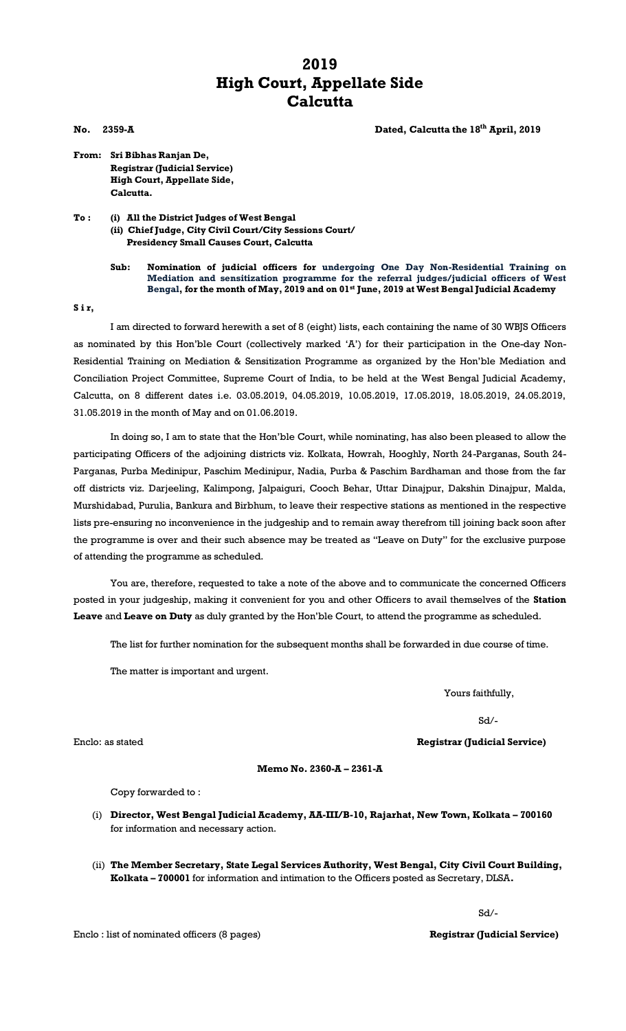# 2019
# High Court, Appellate Side
# Calcutta

**No. 2359-A** **Dated, Calcutta the 18th April, 2019**

**From: Sri Bibhas Ranjan De,**
**Registrar (Judicial Service)**
**High Court, Appellate Side,**
**Calcutta.**

**To : (i) All the District Judges of West Bengal**
**(ii) Chief Judge, City Civil Court/City Sessions Court/ Presidency Small Causes Court, Calcutta**

**Sub: Nomination of judicial officers for undergoing One Day Non-Residential Training on Mediation and sensitization programme for the referral judges/judicial officers of West Bengal, for the month of May, 2019 and on 01st June, 2019 at West Bengal Judicial Academy**

**S i r,**

I am directed to forward herewith a set of 8 (eight) lists, each containing the name of 30 WBJS Officers as nominated by this Hon'ble Court (collectively marked 'A') for their participation in the One-day Non-Residential Training on Mediation & Sensitization Programme as organized by the Hon'ble Mediation and Conciliation Project Committee, Supreme Court of India, to be held at the West Bengal Judicial Academy, Calcutta, on 8 different dates i.e. 03.05.2019, 04.05.2019, 10.05.2019, 17.05.2019, 18.05.2019, 24.05.2019, 31.05.2019 in the month of May and on 01.06.2019.

In doing so, I am to state that the Hon'ble Court, while nominating, has also been pleased to allow the participating Officers of the adjoining districts viz. Kolkata, Howrah, Hooghly, North 24-Parganas, South 24-Parganas, Purba Medinipur, Paschim Medinipur, Nadia, Purba & Paschim Bardhaman and those from the far off districts viz. Darjeeling, Kalimpong, Jalpaiguri, Cooch Behar, Uttar Dinajpur, Dakshin Dinajpur, Malda, Murshidabad, Purulia, Bankura and Birbhum, to leave their respective stations as mentioned in the respective lists pre-ensuring no inconvenience in the judgeship and to remain away therefrom till joining back soon after the programme is over and their such absence may be treated as "Leave on Duty" for the exclusive purpose of attending the programme as scheduled.

You are, therefore, requested to take a note of the above and to communicate the concerned Officers posted in your judgeship, making it convenient for you and other Officers to avail themselves of the **Station Leave** and **Leave on Duty** as duly granted by the Hon'ble Court, to attend the programme as scheduled.

The list for further nomination for the subsequent months shall be forwarded in due course of time.

The matter is important and urgent.

Yours faithfully,

Sd/-

Enclo: as stated **Registrar (Judicial Service)**

**Memo No. 2360-A – 2361-A**

Copy forwarded to :

(i) **Director, West Bengal Judicial Academy, AA-III/B-10, Rajarhat, New Town, Kolkata – 700160** for information and necessary action.

(ii) **The Member Secretary, State Legal Services Authority, West Bengal, City Civil Court Building, Kolkata – 700001** for information and intimation to the Officers posted as Secretary, DLSA**.**

Sd/-

Enclo : list of nominated officers (8 pages) **Registrar (Judicial Service)**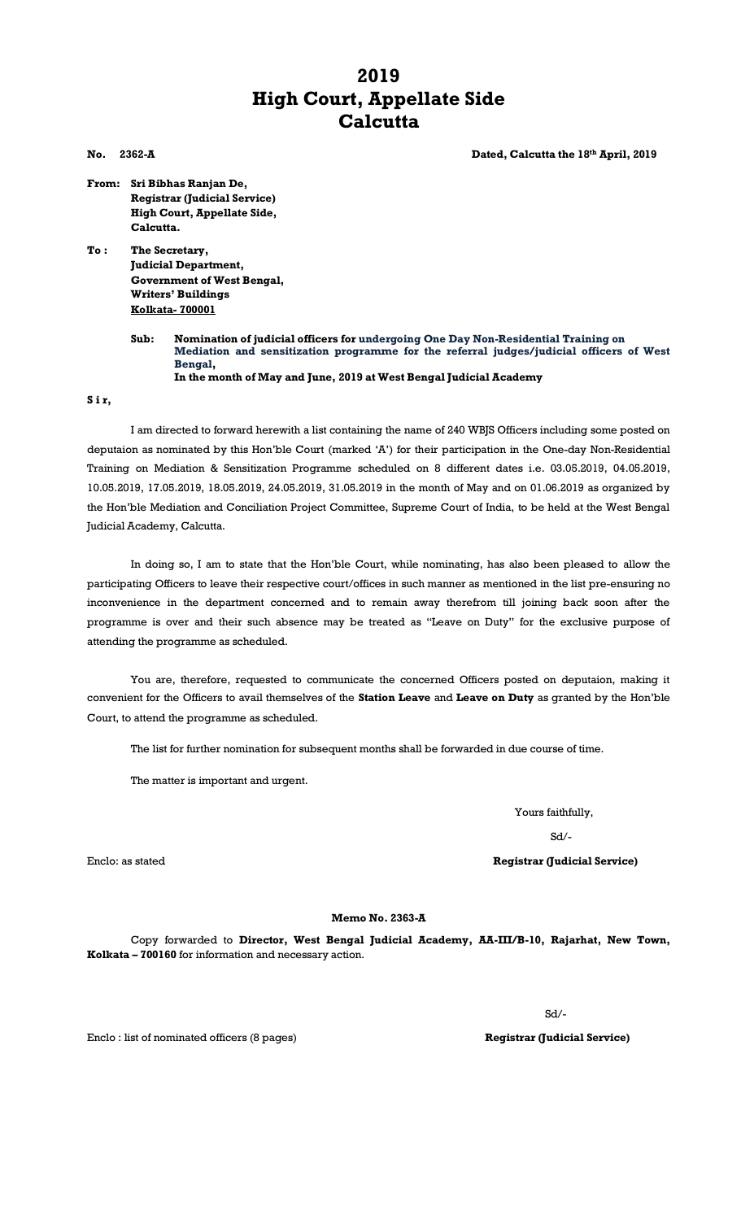# 2019
# High Court, Appellate Side
# Calcutta

**No. 2362-A** **Dated, Calcutta the 18th April, 2019**

**From: Sri Bibhas Ranjan De,**
**Registrar (Judicial Service)**
**High Court, Appellate Side,**
**Calcutta.**

**To : The Secretary,**
**Judicial Department,**
**Government of West Bengal,**
**Writers' Buildings**
**Kolkata- 700001**

**Sub: Nomination of judicial officers for undergoing One Day Non-Residential Training on Mediation and sensitization programme for the referral judges/judicial officers of West Bengal,**
**In the month of May and June, 2019 at West Bengal Judicial Academy**

**S i r,**

I am directed to forward herewith a list containing the name of 240 WBJS Officers including some posted on deputaion as nominated by this Hon'ble Court (marked 'A') for their participation in the One-day Non-Residential Training on Mediation & Sensitization Programme scheduled on 8 different dates i.e. 03.05.2019, 04.05.2019, 10.05.2019, 17.05.2019, 18.05.2019, 24.05.2019, 31.05.2019 in the month of May and on 01.06.2019 as organized by the Hon'ble Mediation and Conciliation Project Committee, Supreme Court of India, to be held at the West Bengal Judicial Academy, Calcutta.

In doing so, I am to state that the Hon'ble Court, while nominating, has also been pleased to allow the participating Officers to leave their respective court/offices in such manner as mentioned in the list pre-ensuring no inconvenience in the department concerned and to remain away therefrom till joining back soon after the programme is over and their such absence may be treated as "Leave on Duty" for the exclusive purpose of attending the programme as scheduled.

You are, therefore, requested to communicate the concerned Officers posted on deputaion, making it convenient for the Officers to avail themselves of the **Station Leave** and **Leave on Duty** as granted by the Hon'ble Court, to attend the programme as scheduled.

The list for further nomination for subsequent months shall be forwarded in due course of time.

The matter is important and urgent.

Yours faithfully,

Sd/-

Enclo: as stated **Registrar (Judicial Service)**

**Memo No. 2363-A**

Copy forwarded to **Director, West Bengal Judicial Academy, AA-III/B-10, Rajarhat, New Town, Kolkata – 700160** for information and necessary action.

Sd/-

Enclo : list of nominated officers (8 pages) **Registrar (Judicial Service)**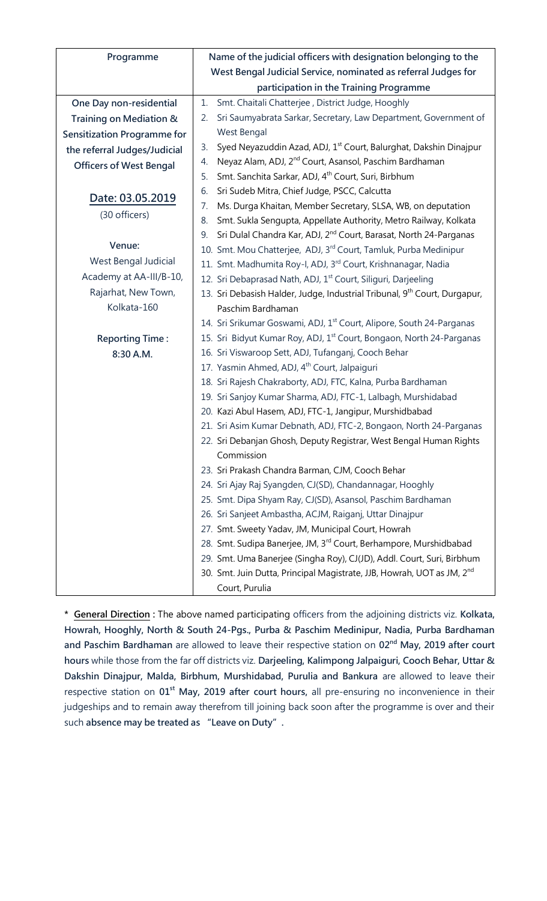| Programme | Name of the judicial officers with designation belonging to the West Bengal Judicial Service, nominated as referral Judges for participation in the Training Programme |
|---|---|
| **One Day non-residential Training on Mediation & Sensitization Programme for the referral Judges/Judicial Officers of West Bengal**<br><br>**Date: 03.05.2019**<br>(30 officers)<br><br>**Venue:**<br>West Bengal Judicial Academy at AA-III/B-10, Rajarhat, New Town, Kolkata-160<br><br>**Reporting Time :**<br>**8:30 A.M.** | 1. Smt. Chaitali Chatterjee , District Judge, Hooghly<br>2. Sri Saumyabrata Sarkar, Secretary, Law Department, Government of West Bengal<br>3. Syed Neyazuddin Azad, ADJ, 1st Court, Balurghat, Dakshin Dinajpur<br>4. Neyaz Alam, ADJ, 2nd Court, Asansol, Paschim Bardhaman<br>5. Smt. Sanchita Sarkar, ADJ, 4th Court, Suri, Birbhum<br>6. Sri Sudeb Mitra, Chief Judge, PSCC, Calcutta<br>7. Ms. Durga Khaitan, Member Secretary, SLSA, WB, on deputation<br>8. Smt. Sukla Sengupta, Appellate Authority, Metro Railway, Kolkata<br>9. Sri Dulal Chandra Kar, ADJ, 2nd Court, Barasat, North 24-Parganas<br>10. Smt. Mou Chatterjee, ADJ, 3rd Court, Tamluk, Purba Medinipur<br>11. Smt. Madhumita Roy-I, ADJ, 3rd Court, Krishnanagar, Nadia<br>12. Sri Debaprasad Nath, ADJ, 1st Court, Siliguri, Darjeeling<br>13. Sri Debasish Halder, Judge, Industrial Tribunal, 9th Court, Durgapur, Paschim Bardhaman<br>14. Sri Srikumar Goswami, ADJ, 1st Court, Alipore, South 24-Parganas<br>15. Sri Bidyut Kumar Roy, ADJ, 1st Court, Bongaon, North 24-Parganas<br>16. Sri Viswaroop Sett, ADJ, Tufanganj, Cooch Behar<br>17. Yasmin Ahmed, ADJ, 4th Court, Jalpaiguri<br>18. Sri Rajesh Chakraborty, ADJ, FTC, Kalna, Purba Bardhaman<br>19. Sri Sanjoy Kumar Sharma, ADJ, FTC-1, Lalbagh, Murshidabad<br>20. Kazi Abul Hasem, ADJ, FTC-1, Jangipur, Murshidbabad<br>21. Sri Asim Kumar Debnath, ADJ, FTC-2, Bongaon, North 24-Parganas<br>22. Sri Debanjan Ghosh, Deputy Registrar, West Bengal Human Rights Commission<br>23. Sri Prakash Chandra Barman, CJM, Cooch Behar<br>24. Sri Ajay Raj Syangden, CJ(SD), Chandannagar, Hooghly<br>25. Smt. Dipa Shyam Ray, CJ(SD), Asansol, Paschim Bardhaman<br>26. Sri Sanjeet Ambastha, ACJM, Raiganj, Uttar Dinajpur<br>27. Smt. Sweety Yadav, JM, Municipal Court, Howrah<br>28. Smt. Sudipa Banerjee, JM, 3rd Court, Berhampore, Murshidbabad<br>29. Smt. Uma Banerjee (Singha Roy), CJ(JD), Addl. Court, Suri, Birbhum<br>30. Smt. Juin Dutta, Principal Magistrate, JJB, Howrah, UOT as JM, 2nd Court, Purulia |

* **General Direction :** The above named participating officers from the adjoining districts viz. **Kolkata, Howrah, Hooghly, North & South 24-Pgs., Purba & Paschim Medinipur, Nadia, Purba Bardhaman and Paschim Bardhaman** are allowed to leave their respective station on **02nd May, 2019 after court hours** while those from the far off districts viz. **Darjeeling, Kalimpong Jalpaiguri, Cooch Behar, Uttar & Dakshin Dinajpur, Malda, Birbhum, Murshidabad, Purulia and Bankura** are allowed to leave their respective station on **01st May, 2019 after court hours,** all pre-ensuring no inconvenience in their judgeships and to remain away therefrom till joining back soon after the programme is over and their such **absence may be treated as "Leave on Duty"**.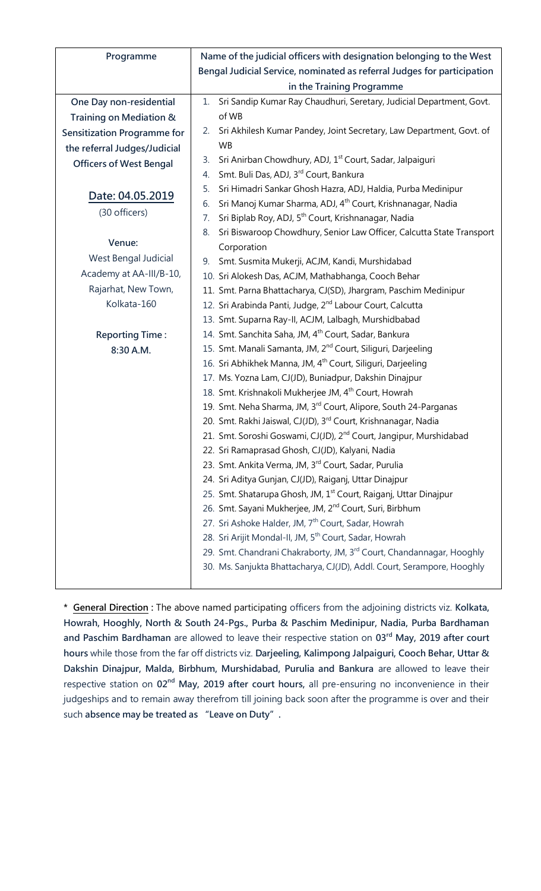| Programme | Name of the judicial officers with designation belonging to the West Bengal Judicial Service, nominated as referral Judges for participation in the Training Programme |
|---|---|
| **One Day non-residential Training on Mediation & Sensitization Programme for the referral Judges/Judicial Officers of West Bengal**<br><br>**Date: 04.05.2019**<br>(30 officers)<br><br>**Venue:**<br>West Bengal Judicial Academy at AA-III/B-10, Rajarhat, New Town, Kolkata-160<br><br>**Reporting Time : 8:30 A.M.** | 1. Sri Sandip Kumar Ray Chaudhuri, Seretary, Judicial Department, Govt. of WB<br>2. Sri Akhilesh Kumar Pandey, Joint Secretary, Law Department, Govt. of WB<br>3. Sri Anirban Chowdhury, ADJ, 1st Court, Sadar, Jalpaiguri<br>4. Smt. Buli Das, ADJ, 3rd Court, Bankura<br>5. Sri Himadri Sankar Ghosh Hazra, ADJ, Haldia, Purba Medinipur<br>6. Sri Manoj Kumar Sharma, ADJ, 4th Court, Krishnanagar, Nadia<br>7. Sri Biplab Roy, ADJ, 5th Court, Krishnanagar, Nadia<br>8. Sri Biswaroop Chowdhury, Senior Law Officer, Calcutta State Transport Corporation<br>9. Smt. Susmita Mukerji, ACJM, Kandi, Murshidabad<br>10. Sri Alokesh Das, ACJM, Mathabhanga, Cooch Behar<br>11. Smt. Parna Bhattacharya, CJ(SD), Jhargram, Paschim Medinipur<br>12. Sri Arabinda Panti, Judge, 2nd Labour Court, Calcutta<br>13. Smt. Suparna Ray-II, ACJM, Lalbagh, Murshidbabad<br>14. Smt. Sanchita Saha, JM, 4th Court, Sadar, Bankura<br>15. Smt. Manali Samanta, JM, 2nd Court, Siliguri, Darjeeling<br>16. Sri Abhikhek Manna, JM, 4th Court, Siliguri, Darjeeling<br>17. Ms. Yozna Lam, CJ(JD), Buniadpur, Dakshin Dinajpur<br>18. Smt. Krishnakoli Mukherjee JM, 4th Court, Howrah<br>19. Smt. Neha Sharma, JM, 3rd Court, Alipore, South 24-Parganas<br>20. Smt. Rakhi Jaiswal, CJ(JD), 3rd Court, Krishnanagar, Nadia<br>21. Smt. Soroshi Goswami, CJ(JD), 2nd Court, Jangipur, Murshidabad<br>22. Sri Ramaprasad Ghosh, CJ(JD), Kalyani, Nadia<br>23. Smt. Ankita Verma, JM, 3rd Court, Sadar, Purulia<br>24. Sri Aditya Gunjan, CJ(JD), Raiganj, Uttar Dinajpur<br>25. Smt. Shatarupa Ghosh, JM, 1st Court, Raiganj, Uttar Dinajpur<br>26. Smt. Sayani Mukherjee, JM, 2nd Court, Suri, Birbhum<br>27. Sri Ashoke Halder, JM, 7th Court, Sadar, Howrah<br>28. Sri Arijit Mondal-II, JM, 5th Court, Sadar, Howrah<br>29. Smt. Chandrani Chakraborty, JM, 3rd Court, Chandannagar, Hooghly<br>30. Ms. Sanjukta Bhattacharya, CJ(JD), Addl. Court, Serampore, Hooghly |

\* **General Direction :** The above named participating officers from the adjoining districts viz. **Kolkata, Howrah, Hooghly, North & South 24-Pgs., Purba & Paschim Medinipur, Nadia, Purba Bardhaman and Paschim Bardhaman** are allowed to leave their respective station on **03rd May, 2019 after court hours** while those from the far off districts viz. **Darjeeling, Kalimpong Jalpaiguri, Cooch Behar, Uttar & Dakshin Dinajpur, Malda, Birbhum, Murshidabad, Purulia and Bankura** are allowed to leave their respective station on **02nd May, 2019 after court hours,** all pre-ensuring no inconvenience in their judgeships and to remain away therefrom till joining back soon after the programme is over and their such **absence may be treated as "Leave on Duty"**.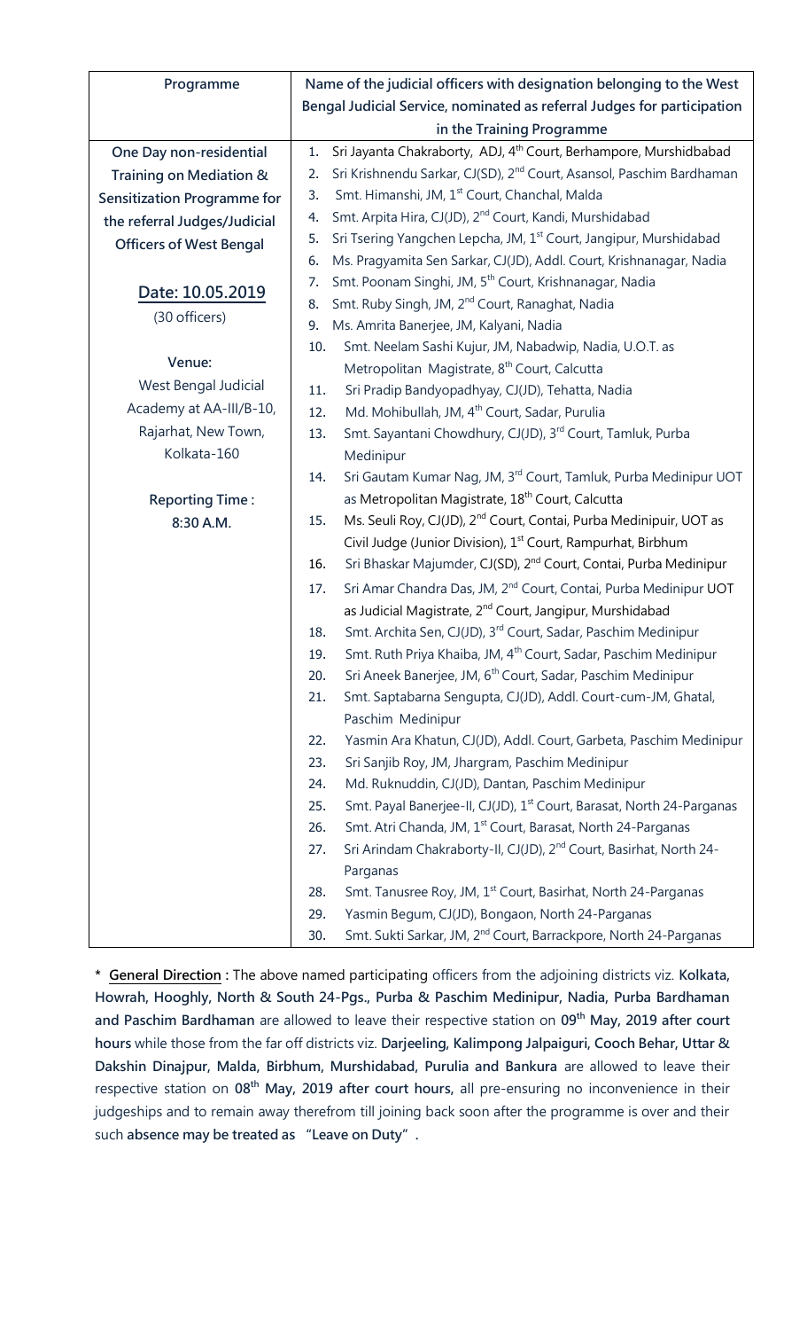| Programme | Name of the judicial officers with designation belonging to the West Bengal Judicial Service, nominated as referral Judges for participation in the Training Programme |
|---|---|
| **One Day non-residential Training on Mediation & Sensitization Programme for the referral Judges/Judicial Officers of West Bengal**<br><br>**Date: 10.05.2019**<br>(30 officers)<br><br>**Venue:**<br>West Bengal Judicial Academy at AA-III/B-10, Rajarhat, New Town, Kolkata-160<br><br>**Reporting Time :**<br>**8:30 A.M.** | 1. Sri Jayanta Chakraborty, ADJ, 4th Court, Berhampore, Murshidbabad<br>2. Sri Krishnendu Sarkar, CJ(SD), 2nd Court, Asansol, Paschim Bardhaman<br>3. Smt. Himanshi, JM, 1st Court, Chanchal, Malda<br>4. Smt. Arpita Hira, CJ(JD), 2nd Court, Kandi, Murshidabad<br>5. Sri Tsering Yangchen Lepcha, JM, 1st Court, Jangipur, Murshidabad<br>6. Ms. Pragyamita Sen Sarkar, CJ(JD), Addl. Court, Krishnanagar, Nadia<br>7. Smt. Poonam Singhi, JM, 5th Court, Krishnanagar, Nadia<br>8. Smt. Ruby Singh, JM, 2nd Court, Ranaghat, Nadia<br>9. Ms. Amrita Banerjee, JM, Kalyani, Nadia<br>10. Smt. Neelam Sashi Kujur, JM, Nabadwip, Nadia, U.O.T. as Metropolitan Magistrate, 8th Court, Calcutta<br>11. Sri Pradip Bandyopadhyay, CJ(JD), Tehatta, Nadia<br>12. Md. Mohibullah, JM, 4th Court, Sadar, Purulia<br>13. Smt. Sayantani Chowdhury, CJ(JD), 3rd Court, Tamluk, Purba Medinipur<br>14. Sri Gautam Kumar Nag, JM, 3rd Court, Tamluk, Purba Medinipur UOT as Metropolitan Magistrate, 18th Court, Calcutta<br>15. Ms. Seuli Roy, CJ(JD), 2nd Court, Contai, Purba Medinipuir, UOT as Civil Judge (Junior Division), 1st Court, Rampurhat, Birbhum<br>16. Sri Bhaskar Majumder, CJ(SD), 2nd Court, Contai, Purba Medinipur<br>17. Sri Amar Chandra Das, JM, 2nd Court, Contai, Purba Medinipur UOT as Judicial Magistrate, 2nd Court, Jangipur, Murshidabad<br>18. Smt. Archita Sen, CJ(JD), 3rd Court, Sadar, Paschim Medinipur<br>19. Smt. Ruth Priya Khaiba, JM, 4th Court, Sadar, Paschim Medinipur<br>20. Sri Aneek Banerjee, JM, 6th Court, Sadar, Paschim Medinipur<br>21. Smt. Saptabarna Sengupta, CJ(JD), Addl. Court-cum-JM, Ghatal, Paschim Medinipur<br>22. Yasmin Ara Khatun, CJ(JD), Addl. Court, Garbeta, Paschim Medinipur<br>23. Sri Sanjib Roy, JM, Jhargram, Paschim Medinipur<br>24. Md. Ruknuddin, CJ(JD), Dantan, Paschim Medinipur<br>25. Smt. Payal Banerjee-II, CJ(JD), 1st Court, Barasat, North 24-Parganas<br>26. Smt. Atri Chanda, JM, 1st Court, Barasat, North 24-Parganas<br>27. Sri Arindam Chakraborty-II, CJ(JD), 2nd Court, Basirhat, North 24-Parganas<br>28. Smt. Tanusree Roy, JM, 1st Court, Basirhat, North 24-Parganas<br>29. Yasmin Begum, CJ(JD), Bongaon, North 24-Parganas<br>30. Smt. Sukti Sarkar, JM, 2nd Court, Barrackpore, North 24-Parganas |

* **General Direction :** The above named participating officers from the adjoining districts viz. **Kolkata, Howrah, Hooghly, North & South 24-Pgs., Purba & Paschim Medinipur, Nadia, Purba Bardhaman and Paschim Bardhaman** are allowed to leave their respective station on **09th May, 2019 after court hours** while those from the far off districts viz. **Darjeeling, Kalimpong Jalpaiguri, Cooch Behar, Uttar & Dakshin Dinajpur, Malda, Birbhum, Murshidabad, Purulia and Bankura** are allowed to leave their respective station on **08th May, 2019 after court hours,** all pre-ensuring no inconvenience in their judgeships and to remain away therefrom till joining back soon after the programme is over and their such **absence may be treated as "Leave on Duty"**.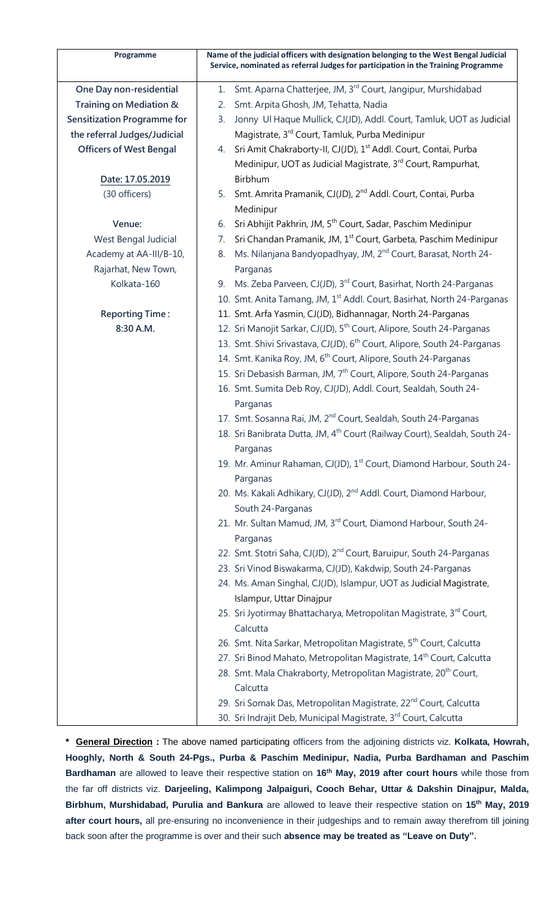| Programme | Name of the judicial officers with designation belonging to the West Bengal Judicial Service, nominated as referral Judges for participation in the Training Programme |
|---|---|
| **One Day non-residential Training on Mediation & Sensitization Programme for the referral Judges/Judicial Officers of West Bengal**<br><br>**Date: 17.05.2019**<br>(30 officers)<br><br>**Venue:**<br>West Bengal Judicial Academy at AA-III/B-10, Rajarhat, New Town, Kolkata-160<br><br>**Reporting Time :**<br>8:30 A.M. | 1. Smt. Aparna Chatterjee, JM, 3rd Court, Jangipur, Murshidabad<br>2. Smt. Arpita Ghosh, JM, Tehatta, Nadia<br>3. Jonny Ul Haque Mullick, CJ(JD), Addl. Court, Tamluk, UOT as Judicial Magistrate, 3rd Court, Tamluk, Purba Medinipur<br>4. Sri Amit Chakraborty-II, CJ(JD), 1st Addl. Court, Contai, Purba Medinipur, UOT as Judicial Magistrate, 3rd Court, Rampurhat, Birbhum<br>5. Smt. Amrita Pramanik, CJ(JD), 2nd Addl. Court, Contai, Purba Medinipur<br>6. Sri Abhijit Pakhrin, JM, 5th Court, Sadar, Paschim Medinipur<br>7. Sri Chandan Pramanik, JM, 1st Court, Garbeta, Paschim Medinipur<br>8. Ms. Nilanjana Bandyopadhyay, JM, 2nd Court, Barasat, North 24-Parganas<br>9. Ms. Zeba Parveen, CJ(JD), 3rd Court, Basirhat, North 24-Parganas<br>10. Smt. Anita Tamang, JM, 1st Addl. Court, Basirhat, North 24-Parganas<br>11. Smt. Arfa Yasmin, CJ(JD), Bidhannagar, North 24-Parganas<br>12. Sri Manojit Sarkar, CJ(JD), 5th Court, Alipore, South 24-Parganas<br>13. Smt. Shivi Srivastava, CJ(JD), 6th Court, Alipore, South 24-Parganas<br>14. Smt. Kanika Roy, JM, 6th Court, Alipore, South 24-Parganas<br>15. Sri Debasish Barman, JM, 7th Court, Alipore, South 24-Parganas<br>16. Smt. Sumita Deb Roy, CJ(JD), Addl. Court, Sealdah, South 24-Parganas<br>17. Smt. Sosanna Rai, JM, 2nd Court, Sealdah, South 24-Parganas<br>18. Sri Banibrata Dutta, JM, 4th Court (Railway Court), Sealdah, South 24-Parganas<br>19. Mr. Aminur Rahaman, CJ(JD), 1st Court, Diamond Harbour, South 24-Parganas<br>20. Ms. Kakali Adhikary, CJ(JD), 2nd Addl. Court, Diamond Harbour, South 24-Parganas<br>21. Mr. Sultan Mamud, JM, 3rd Court, Diamond Harbour, South 24-Parganas<br>22. Smt. Stotri Saha, CJ(JD), 2nd Court, Baruipur, South 24-Parganas<br>23. Sri Vinod Biswakarma, CJ(JD), Kakdwip, South 24-Parganas<br>24. Ms. Aman Singhal, CJ(JD), Islampur, UOT as Judicial Magistrate, Islampur, Uttar Dinajpur<br>25. Sri Jyotirmay Bhattacharya, Metropolitan Magistrate, 3rd Court, Calcutta<br>26. Smt. Nita Sarkar, Metropolitan Magistrate, 5th Court, Calcutta<br>27. Sri Binod Mahato, Metropolitan Magistrate, 14th Court, Calcutta<br>28. Smt. Mala Chakraborty, Metropolitan Magistrate, 20th Court, Calcutta<br>29. Sri Somak Das, Metropolitan Magistrate, 22nd Court, Calcutta<br>30. Sri Indrajit Deb, Municipal Magistrate, 3rd Court, Calcutta |

**\* General Direction :** The above named participating officers from the adjoining districts viz. **Kolkata, Howrah, Hooghly, North & South 24-Pgs., Purba & Paschim Medinipur, Nadia, Purba Bardhaman and Paschim Bardhaman** are allowed to leave their respective station on **16th May, 2019 after court hours** while those from the far off districts viz. **Darjeeling, Kalimpong Jalpaiguri, Cooch Behar, Uttar & Dakshin Dinajpur, Malda, Birbhum, Murshidabad, Purulia and Bankura** are allowed to leave their respective station on **15th May, 2019 after court hours,** all pre-ensuring no inconvenience in their judgeships and to remain away therefrom till joining back soon after the programme is over and their such **absence may be treated as "Leave on Duty".**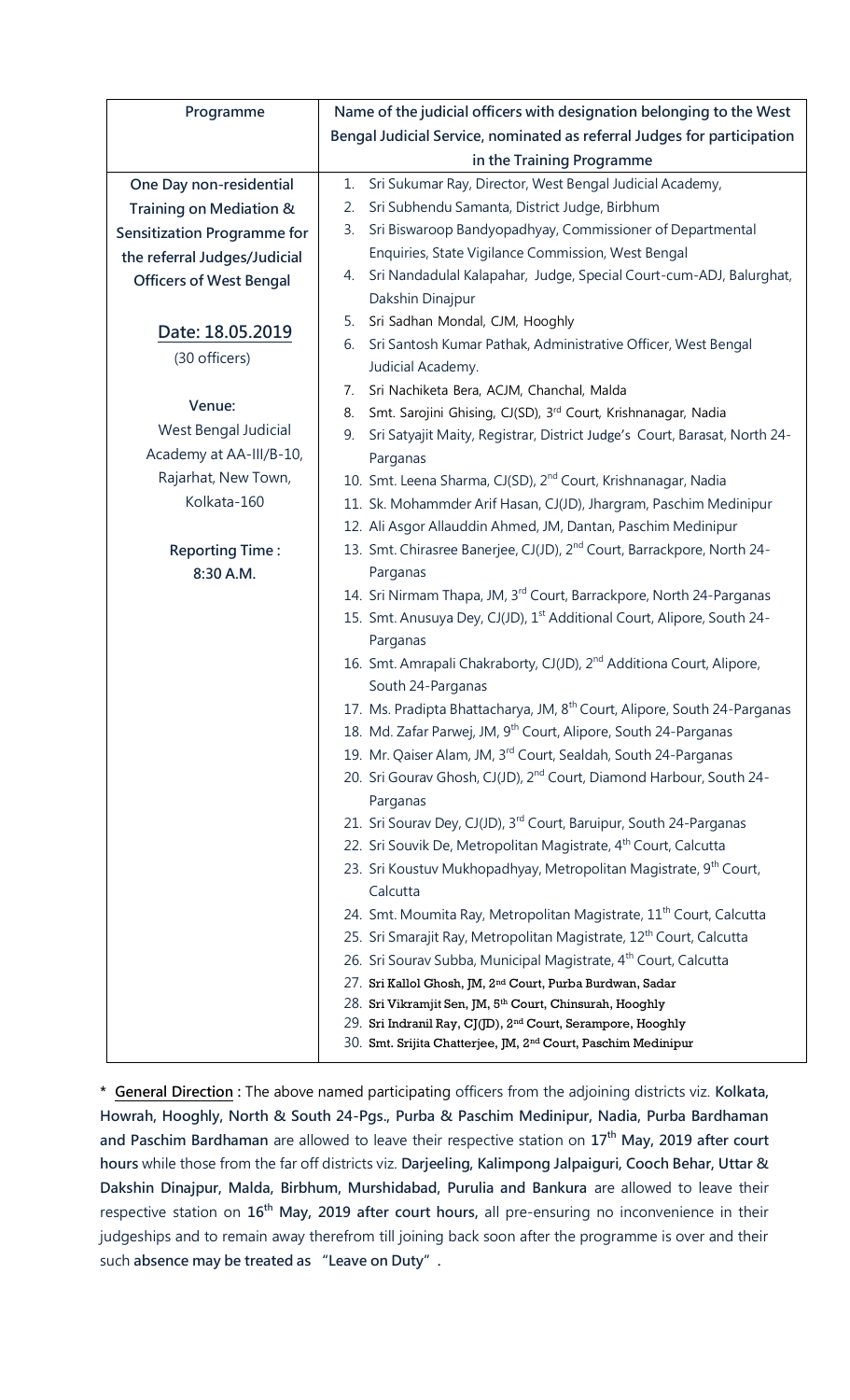| Programme | Name of the judicial officers with designation belonging to the West Bengal Judicial Service, nominated as referral Judges for participation in the Training Programme |
|---|---|
| **One Day non-residential Training on Mediation & Sensitization Programme for the referral Judges/Judicial Officers of West Bengal**<br><br>**Date: 18.05.2019**<br>(30 officers)<br><br>**Venue:**<br>West Bengal Judicial Academy at AA-III/B-10, Rajarhat, New Town, Kolkata-160<br><br>**Reporting Time : 8:30 A.M.** | 1. Sri Sukumar Ray, Director, West Bengal Judicial Academy,<br>2. Sri Subhendu Samanta, District Judge, Birbhum<br>3. Sri Biswaroop Bandyopadhyay, Commissioner of Departmental Enquiries, State Vigilance Commission, West Bengal<br>4. Sri Nandadulal Kalapahar, Judge, Special Court-cum-ADJ, Balurghat, Dakshin Dinajpur<br>5. Sri Sadhan Mondal, CJM, Hooghly<br>6. Sri Santosh Kumar Pathak, Administrative Officer, West Bengal Judicial Academy.<br>7. Sri Nachiketa Bera, ACJM, Chanchal, Malda<br>8. Smt. Sarojini Ghising, CJ(SD), 3rd Court, Krishnanagar, Nadia<br>9. Sri Satyajit Maity, Registrar, District Judge's Court, Barasat, North 24-Parganas<br>10. Smt. Leena Sharma, CJ(SD), 2nd Court, Krishnanagar, Nadia<br>11. Sk. Mohammder Arif Hasan, CJ(JD), Jhargram, Paschim Medinipur<br>12. Ali Asgor Allauddin Ahmed, JM, Dantan, Paschim Medinipur<br>13. Smt. Chirasree Banerjee, CJ(JD), 2nd Court, Barrackpore, North 24-Parganas<br>14. Sri Nirmam Thapa, JM, 3rd Court, Barrackpore, North 24-Parganas<br>15. Smt. Anusuya Dey, CJ(JD), 1st Additional Court, Alipore, South 24-Parganas<br>16. Smt. Amrapali Chakraborty, CJ(JD), 2nd Additiona Court, Alipore, South 24-Parganas<br>17. Ms. Pradipta Bhattacharya, JM, 8th Court, Alipore, South 24-Parganas<br>18. Md. Zafar Parwej, JM, 9th Court, Alipore, South 24-Parganas<br>19. Mr. Qaiser Alam, JM, 3rd Court, Sealdah, South 24-Parganas<br>20. Sri Gourav Ghosh, CJ(JD), 2nd Court, Diamond Harbour, South 24-Parganas<br>21. Sri Sourav Dey, CJ(JD), 3rd Court, Baruipur, South 24-Parganas<br>22. Sri Souvik De, Metropolitan Magistrate, 4th Court, Calcutta<br>23. Sri Koustuv Mukhopadhyay, Metropolitan Magistrate, 9th Court, Calcutta<br>24. Smt. Moumita Ray, Metropolitan Magistrate, 11th Court, Calcutta<br>25. Sri Smarajit Ray, Metropolitan Magistrate, 12th Court, Calcutta<br>26. Sri Sourav Subba, Municipal Magistrate, 4th Court, Calcutta<br>27. Sri Kallol Ghosh, JM, 2nd Court, Purba Burdwan, Sadar<br>28. Sri Vikramjit Sen, JM, 5th Court, Chinsurah, Hooghly<br>29. Sri Indranil Ray, CJ(JD), 2nd Court, Serampore, Hooghly<br>30. Smt. Srijita Chatterjee, JM, 2nd Court, Paschim Medinipur |

* **General Direction :** The above named participating officers from the adjoining districts viz. **Kolkata, Howrah, Hooghly, North & South 24-Pgs., Purba & Paschim Medinipur, Nadia, Purba Bardhaman and Paschim Bardhaman** are allowed to leave their respective station on **17th May, 2019 after court hours** while those from the far off districts viz. **Darjeeling, Kalimpong Jalpaiguri, Cooch Behar, Uttar & Dakshin Dinajpur, Malda, Birbhum, Murshidabad, Purulia and Bankura** are allowed to leave their respective station on **16th May, 2019 after court hours,** all pre-ensuring no inconvenience in their judgeships and to remain away therefrom till joining back soon after the programme is over and their such **absence may be treated as "Leave on Duty"**.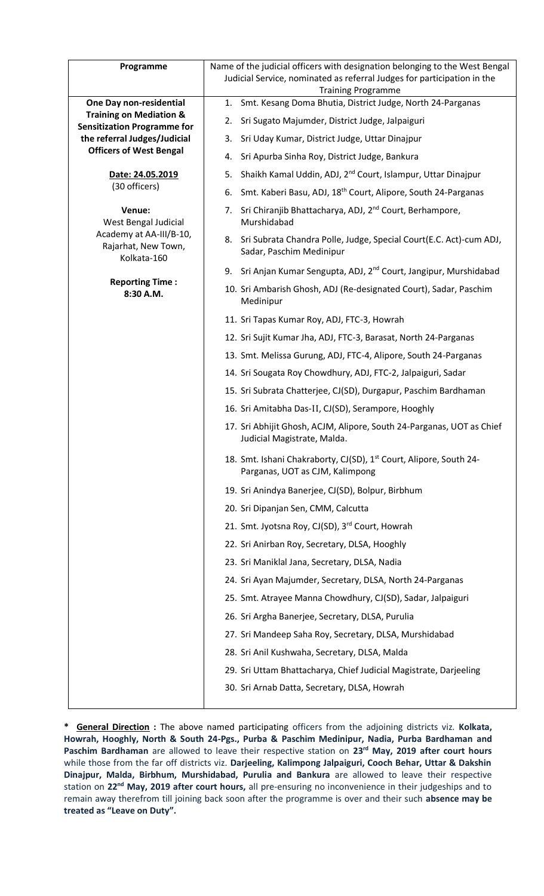| Programme | Name of the judicial officers with designation belonging to the West Bengal Judicial Service, nominated as referral Judges for participation in the Training Programme |
|---|---|
| **One Day non-residential Training on Mediation & Sensitization Programme for the referral Judges/Judicial Officers of West Bengal**<br><br>**Date: 24.05.2019**<br>(30 officers)<br><br>**Venue:**<br>West Bengal Judicial Academy at AA-III/B-10, Rajarhat, New Town, Kolkata-160<br><br>**Reporting Time : 8:30 A.M.** | 1. Smt. Kesang Doma Bhutia, District Judge, North 24-Parganas<br>2. Sri Sugato Majumder, District Judge, Jalpaiguri<br>3. Sri Uday Kumar, District Judge, Uttar Dinajpur<br>4. Sri Apurba Sinha Roy, District Judge, Bankura<br>5. Shaikh Kamal Uddin, ADJ, 2nd Court, Islampur, Uttar Dinajpur<br>6. Smt. Kaberi Basu, ADJ, 18th Court, Alipore, South 24-Parganas<br>7. Sri Chiranjib Bhattacharya, ADJ, 2nd Court, Berhampore, Murshidabad<br>8. Sri Subrata Chandra Polle, Judge, Special Court(E.C. Act)-cum ADJ, Sadar, Paschim Medinipur<br>9. Sri Anjan Kumar Sengupta, ADJ, 2nd Court, Jangipur, Murshidabad<br>10. Sri Ambarish Ghosh, ADJ (Re-designated Court), Sadar, Paschim Medinipur<br>11. Sri Tapas Kumar Roy, ADJ, FTC-3, Howrah<br>12. Sri Sujit Kumar Jha, ADJ, FTC-3, Barasat, North 24-Parganas<br>13. Smt. Melissa Gurung, ADJ, FTC-4, Alipore, South 24-Parganas<br>14. Sri Sougata Roy Chowdhury, ADJ, FTC-2, Jalpaiguri, Sadar<br>15. Sri Subrata Chatterjee, CJ(SD), Durgapur, Paschim Bardhaman<br>16. Sri Amitabha Das-II, CJ(SD), Serampore, Hooghly<br>17. Sri Abhijit Ghosh, ACJM, Alipore, South 24-Parganas, UOT as Chief Judicial Magistrate, Malda.<br>18. Smt. Ishani Chakraborty, CJ(SD), 1st Court, Alipore, South 24-Parganas, UOT as CJM, Kalimpong<br>19. Sri Anindya Banerjee, CJ(SD), Bolpur, Birbhum<br>20. Sri Dipanjan Sen, CMM, Calcutta<br>21. Smt. Jyotsna Roy, CJ(SD), 3rd Court, Howrah<br>22. Sri Anirban Roy, Secretary, DLSA, Hooghly<br>23. Sri Maniklal Jana, Secretary, DLSA, Nadia<br>24. Sri Ayan Majumder, Secretary, DLSA, North 24-Parganas<br>25. Smt. Atrayee Manna Chowdhury, CJ(SD), Sadar, Jalpaiguri<br>26. Sri Argha Banerjee, Secretary, DLSA, Purulia<br>27. Sri Mandeep Saha Roy, Secretary, DLSA, Murshidabad<br>28. Sri Anil Kushwaha, Secretary, DLSA, Malda<br>29. Sri Uttam Bhattacharya, Chief Judicial Magistrate, Darjeeling<br>30. Sri Arnab Datta, Secretary, DLSA, Howrah |

**\*** **General Direction :** The above named participating officers from the adjoining districts viz. **Kolkata, Howrah, Hooghly, North & South 24-Pgs., Purba & Paschim Medinipur, Nadia, Purba Bardhaman and Paschim Bardhaman** are allowed to leave their respective station on **23rd May, 2019 after court hours** while those from the far off districts viz. **Darjeeling, Kalimpong Jalpaiguri, Cooch Behar, Uttar & Dakshin Dinajpur, Malda, Birbhum, Murshidabad, Purulia and Bankura** are allowed to leave their respective station on **22nd May, 2019 after court hours,** all pre-ensuring no inconvenience in their judgeships and to remain away therefrom till joining back soon after the programme is over and their such **absence may be treated as "Leave on Duty".**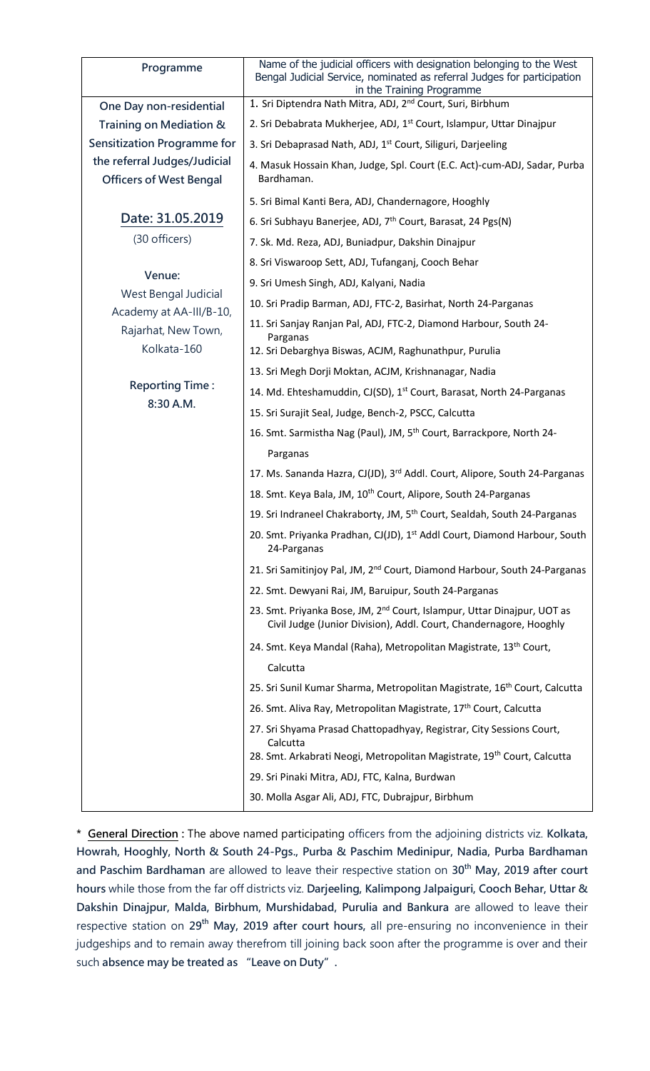| Programme | Name of the judicial officers with designation belonging to the West Bengal Judicial Service, nominated as referral Judges for participation in the Training Programme |
|---|---|
| **One Day non-residential Training on Mediation & Sensitization Programme for the referral Judges/Judicial Officers of West Bengal**<br><br>**Date: 31.05.2019**<br>(30 officers)<br><br>**Venue:**<br>West Bengal Judicial Academy at AA-III/B-10, Rajarhat, New Town, Kolkata-160<br><br>**Reporting Time : 8:30 A.M.** | 1. Sri Diptendra Nath Mitra, ADJ, 2nd Court, Suri, Birbhum |
| | 2. Sri Debabrata Mukherjee, ADJ, 1st Court, Islampur, Uttar Dinajpur |
| | 3. Sri Debaprasad Nath, ADJ, 1st Court, Siliguri, Darjeeling |
| | 4. Masuk Hossain Khan, Judge, Spl. Court (E.C. Act)-cum-ADJ, Sadar, Purba Bardhaman. |
| | 5. Sri Bimal Kanti Bera, ADJ, Chandernagore, Hooghly |
| | 6. Sri Subhayu Banerjee, ADJ, 7th Court, Barasat, 24 Pgs(N) |
| | 7. Sk. Md. Reza, ADJ, Buniadpur, Dakshin Dinajpur |
| | 8. Sri Viswaroop Sett, ADJ, Tufanganj, Cooch Behar |
| | 9. Sri Umesh Singh, ADJ, Kalyani, Nadia |
| | 10. Sri Pradip Barman, ADJ, FTC-2, Basirhat, North 24-Parganas |
| | 11. Sri Sanjay Ranjan Pal, ADJ, FTC-2, Diamond Harbour, South 24-Parganas |
| | 12. Sri Debarghya Biswas, ACJM, Raghunathpur, Purulia |
| | 13. Sri Megh Dorji Moktan, ACJM, Krishnanagar, Nadia |
| | 14. Md. Ehteshamuddin, CJ(SD), 1st Court, Barasat, North 24-Parganas |
| | 15. Sri Surajit Seal, Judge, Bench-2, PSCC, Calcutta |
| | 16. Smt. Sarmistha Nag (Paul), JM, 5th Court, Barrackpore, North 24-Parganas |
| | 17. Ms. Sananda Hazra, CJ(JD), 3rd Addl. Court, Alipore, South 24-Parganas |
| | 18. Smt. Keya Bala, JM, 10th Court, Alipore, South 24-Parganas |
| | 19. Sri Indraneel Chakraborty, JM, 5th Court, Sealdah, South 24-Parganas |
| | 20. Smt. Priyanka Pradhan, CJ(JD), 1st Addl Court, Diamond Harbour, South 24-Parganas |
| | 21. Sri Samitinjoy Pal, JM, 2nd Court, Diamond Harbour, South 24-Parganas |
| | 22. Smt. Dewyani Rai, JM, Baruipur, South 24-Parganas |
| | 23. Smt. Priyanka Bose, JM, 2nd Court, Islampur, Uttar Dinajpur, UOT as Civil Judge (Junior Division), Addl. Court, Chandernagore, Hooghly |
| | 24. Smt. Keya Mandal (Raha), Metropolitan Magistrate, 13th Court, Calcutta |
| | 25. Sri Sunil Kumar Sharma, Metropolitan Magistrate, 16th Court, Calcutta |
| | 26. Smt. Aliva Ray, Metropolitan Magistrate, 17th Court, Calcutta |
| | 27. Sri Shyama Prasad Chattopadhyay, Registrar, City Sessions Court, Calcutta |
| | 28. Smt. Arkabrati Neogi, Metropolitan Magistrate, 19th Court, Calcutta |
| | 29. Sri Pinaki Mitra, ADJ, FTC, Kalna, Burdwan |
| | 30. Molla Asgar Ali, ADJ, FTC, Dubrajpur, Birbhum |

* **General Direction** : The above named participating officers from the adjoining districts viz. **Kolkata, Howrah, Hooghly, North & South 24-Pgs., Purba & Paschim Medinipur, Nadia, Purba Bardhaman and Paschim Bardhaman** are allowed to leave their respective station on **30th May, 2019 after court hours** while those from the far off districts viz. **Darjeeling, Kalimpong Jalpaiguri, Cooch Behar, Uttar & Dakshin Dinajpur, Malda, Birbhum, Murshidabad, Purulia and Bankura** are allowed to leave their respective station on **29th May, 2019 after court hours**, all pre-ensuring no inconvenience in their judgeships and to remain away therefrom till joining back soon after the programme is over and their such **absence may be treated as "Leave on Duty"**.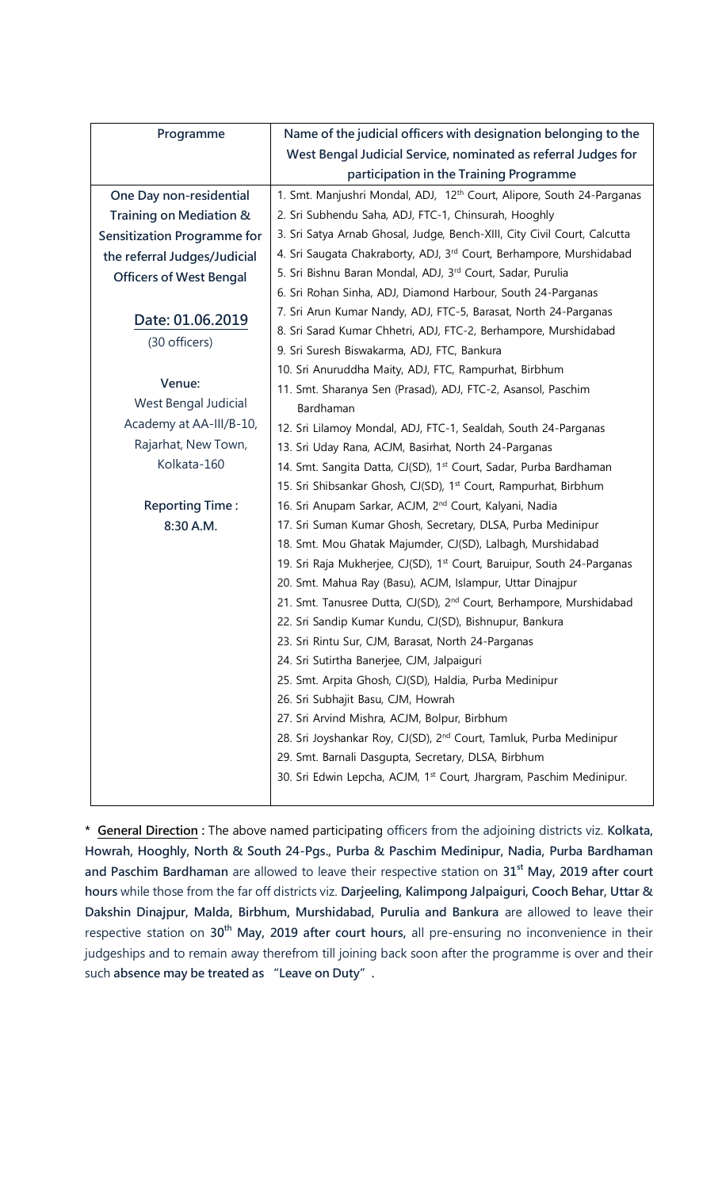| Programme | Name of the judicial officers with designation belonging to the West Bengal Judicial Service, nominated as referral Judges for participation in the Training Programme |
|---|---|
| **One Day non-residential Training on Mediation & Sensitization Programme for the referral Judges/Judicial Officers of West Bengal**<br><br>**Date: 01.06.2019**<br>(30 officers)<br><br>**Venue:**<br>West Bengal Judicial Academy at AA-III/B-10, Rajarhat, New Town, Kolkata-160<br><br>**Reporting Time :**<br>**8:30 A.M.** | 1. Smt. Manjushri Mondal, ADJ, 12th Court, Alipore, South 24-Parganas<br>2. Sri Subhendu Saha, ADJ, FTC-1, Chinsurah, Hooghly<br>3. Sri Satya Arnab Ghosal, Judge, Bench-XIII, City Civil Court, Calcutta<br>4. Sri Saugata Chakraborty, ADJ, 3rd Court, Berhampore, Murshidabad<br>5. Sri Bishnu Baran Mondal, ADJ, 3rd Court, Sadar, Purulia<br>6. Sri Rohan Sinha, ADJ, Diamond Harbour, South 24-Parganas<br>7. Sri Arun Kumar Nandy, ADJ, FTC-5, Barasat, North 24-Parganas<br>8. Sri Sarad Kumar Chhetri, ADJ, FTC-2, Berhampore, Murshidabad<br>9. Sri Suresh Biswakarma, ADJ, FTC, Bankura<br>10. Sri Anuruddha Maity, ADJ, FTC, Rampurhat, Birbhum<br>11. Smt. Sharanya Sen (Prasad), ADJ, FTC-2, Asansol, Paschim Bardhaman<br>12. Sri Lilamoy Mondal, ADJ, FTC-1, Sealdah, South 24-Parganas<br>13. Sri Uday Rana, ACJM, Basirhat, North 24-Parganas<br>14. Smt. Sangita Datta, CJ(SD), 1st Court, Sadar, Purba Bardhaman<br>15. Sri Shibsankar Ghosh, CJ(SD), 1st Court, Rampurhat, Birbhum<br>16. Sri Anupam Sarkar, ACJM, 2nd Court, Kalyani, Nadia<br>17. Sri Suman Kumar Ghosh, Secretary, DLSA, Purba Medinipur<br>18. Smt. Mou Ghatak Majumder, CJ(SD), Lalbagh, Murshidabad<br>19. Sri Raja Mukherjee, CJ(SD), 1st Court, Baruipur, South 24-Parganas<br>20. Smt. Mahua Ray (Basu), ACJM, Islampur, Uttar Dinajpur<br>21. Smt. Tanusree Dutta, CJ(SD), 2nd Court, Berhampore, Murshidabad<br>22. Sri Sandip Kumar Kundu, CJ(SD), Bishnupur, Bankura<br>23. Sri Rintu Sur, CJM, Barasat, North 24-Parganas<br>24. Sri Sutirtha Banerjee, CJM, Jalpaiguri<br>25. Smt. Arpita Ghosh, CJ(SD), Haldia, Purba Medinipur<br>26. Sri Subhajit Basu, CJM, Howrah<br>27. Sri Arvind Mishra, ACJM, Bolpur, Birbhum<br>28. Sri Joyshankar Roy, CJ(SD), 2nd Court, Tamluk, Purba Medinipur<br>29. Smt. Barnali Dasgupta, Secretary, DLSA, Birbhum<br>30. Sri Edwin Lepcha, ACJM, 1st Court, Jhargram, Paschim Medinipur. |

* **General Direction :** The above named participating officers from the adjoining districts viz. **Kolkata, Howrah, Hooghly, North & South 24-Pgs., Purba & Paschim Medinipur, Nadia, Purba Bardhaman and Paschim Bardhaman** are allowed to leave their respective station on **31st May, 2019 after court hours** while those from the far off districts viz. **Darjeeling, Kalimpong Jalpaiguri, Cooch Behar, Uttar & Dakshin Dinajpur, Malda, Birbhum, Murshidabad, Purulia and Bankura** are allowed to leave their respective station on **30th May, 2019 after court hours,** all pre-ensuring no inconvenience in their judgeships and to remain away therefrom till joining back soon after the programme is over and their such **absence may be treated as "Leave on Duty"** .